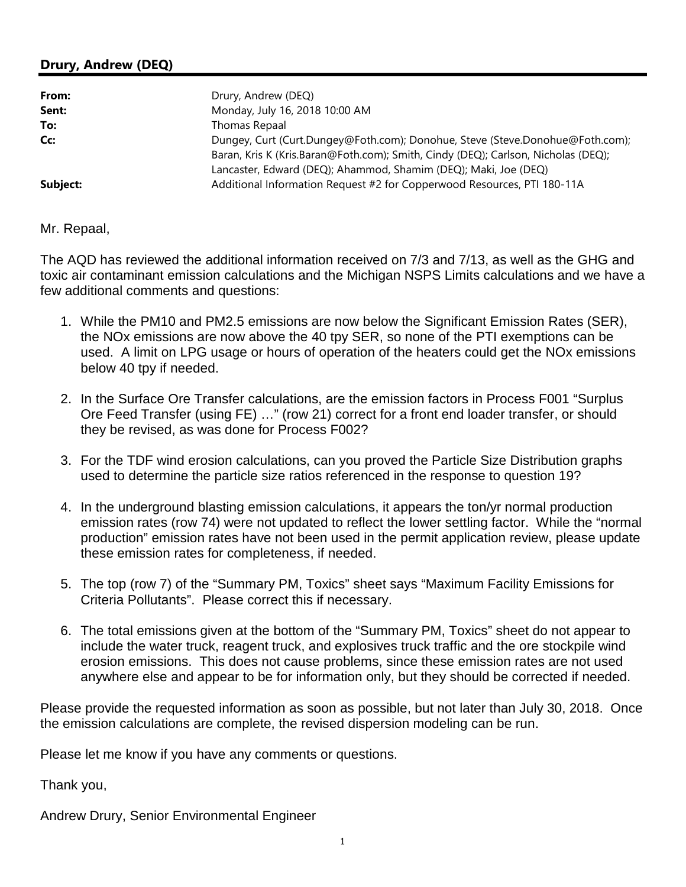**Drury, Andrew (DEQ)**

| | |
|---|---|
| **From:** | Drury, Andrew (DEQ) |
| **Sent:** | Monday, July 16, 2018 10:00 AM |
| **To:** | Thomas Repaal |
| **Cc:** | Dungey, Curt (Curt.Dungey@Foth.com); Donohue, Steve (Steve.Donohue@Foth.com); Baran, Kris K (Kris.Baran@Foth.com); Smith, Cindy (DEQ); Carlson, Nicholas (DEQ); Lancaster, Edward (DEQ); Ahammod, Shamim (DEQ); Maki, Joe (DEQ) |
| **Subject:** | Additional Information Request #2 for Copperwood Resources, PTI 180-11A |

Mr. Repaal,

The AQD has reviewed the additional information received on 7/3 and 7/13, as well as the GHG and toxic air contaminant emission calculations and the Michigan NSPS Limits calculations and we have a few additional comments and questions:

1. While the PM10 and PM2.5 emissions are now below the Significant Emission Rates (SER), the NOx emissions are now above the 40 tpy SER, so none of the PTI exemptions can be used. A limit on LPG usage or hours of operation of the heaters could get the NOx emissions below 40 tpy if needed.

2. In the Surface Ore Transfer calculations, are the emission factors in Process F001 “Surplus Ore Feed Transfer (using FE) …” (row 21) correct for a front end loader transfer, or should they be revised, as was done for Process F002?

3. For the TDF wind erosion calculations, can you proved the Particle Size Distribution graphs used to determine the particle size ratios referenced in the response to question 19?

4. In the underground blasting emission calculations, it appears the ton/yr normal production emission rates (row 74) were not updated to reflect the lower settling factor. While the “normal production” emission rates have not been used in the permit application review, please update these emission rates for completeness, if needed.

5. The top (row 7) of the “Summary PM, Toxics” sheet says “Maximum Facility Emissions for Criteria Pollutants”. Please correct this if necessary.

6. The total emissions given at the bottom of the “Summary PM, Toxics” sheet do not appear to include the water truck, reagent truck, and explosives truck traffic and the ore stockpile wind erosion emissions. This does not cause problems, since these emission rates are not used anywhere else and appear to be for information only, but they should be corrected if needed.

Please provide the requested information as soon as possible, but not later than July 30, 2018. Once the emission calculations are complete, the revised dispersion modeling can be run.

Please let me know if you have any comments or questions.

Thank you,

Andrew Drury, Senior Environmental Engineer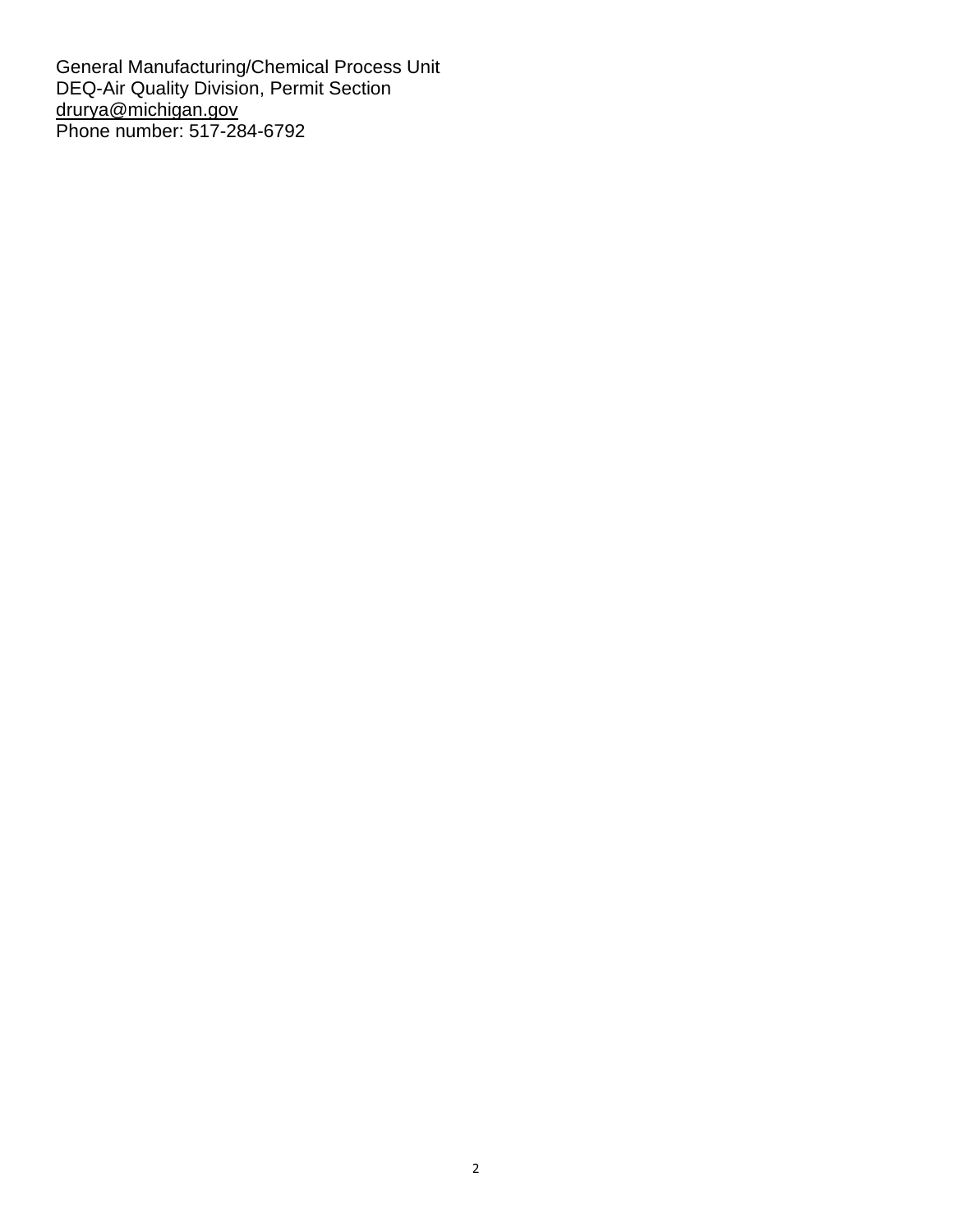General Manufacturing/Chemical Process Unit
DEQ-Air Quality Division, Permit Section
drurya@michigan.gov
Phone number: 517-284-6792